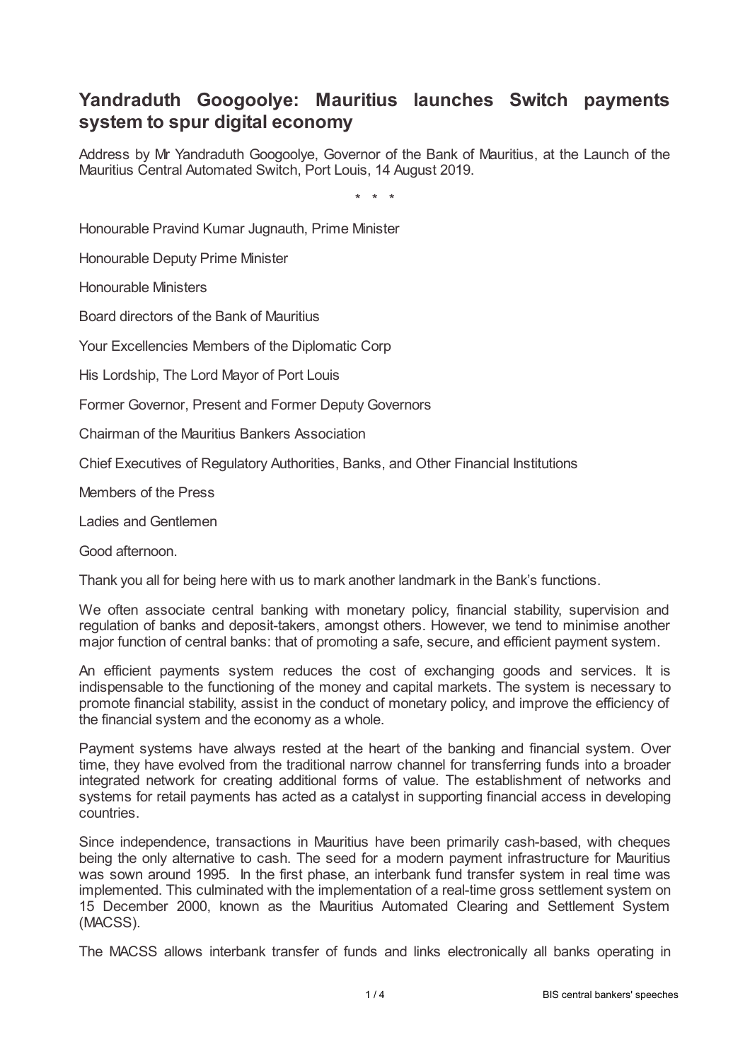# Yandraduth Googoolye: Mauritius launches Switch payments system to spur digital economy

Address by Mr Yandraduth Googoolye, Governor of the Bank of Mauritius, at the Launch of the Mauritius Central Automated Switch, Port Louis, 14 August 2019.

\* \* \*

Honourable Pravind Kumar Jugnauth, Prime Minister

Honourable Deputy Prime Minister

Honourable Ministers

Board directors of the Bank of Mauritius

Your Excellencies Members of the Diplomatic Corp

His Lordship, The Lord Mayor of Port Louis

Former Governor, Present and Former Deputy Governors

Chairman of the Mauritius Bankers Association

Chief Executives of Regulatory Authorities, Banks, and Other Financial Institutions

Members of the Press

Ladies and Gentlemen

Good afternoon.

Thank you all for being here with us to mark another landmark in the Bank's functions.

We often associate central banking with monetary policy, financial stability, supervision and regulation of banks and deposit-takers, amongst others. However, we tend to minimise another major function of central banks: that of promoting a safe, secure, and efficient payment system.

An efficient payments system reduces the cost of exchanging goods and services. It is indispensable to the functioning of the money and capital markets. The system is necessary to promote financial stability, assist in the conduct of monetary policy, and improve the efficiency of the financial system and the economy as a whole.

Payment systems have always rested at the heart of the banking and financial system. Over time, they have evolved from the traditional narrow channel for transferring funds into a broader integrated network for creating additional forms of value. The establishment of networks and systems for retail payments has acted as a catalyst in supporting financial access in developing countries.

Since independence, transactions in Mauritius have been primarily cash-based, with cheques being the only alternative to cash. The seed for a modern payment infrastructure for Mauritius was sown around 1995. In the first phase, an interbank fund transfer system in real time was implemented. This culminated with the implementation of a real-time gross settlement system on 15 December 2000, known as the Mauritius Automated Clearing and Settlement System (MACSS).

The MACSS allows interbank transfer of funds and links electronically all banks operating in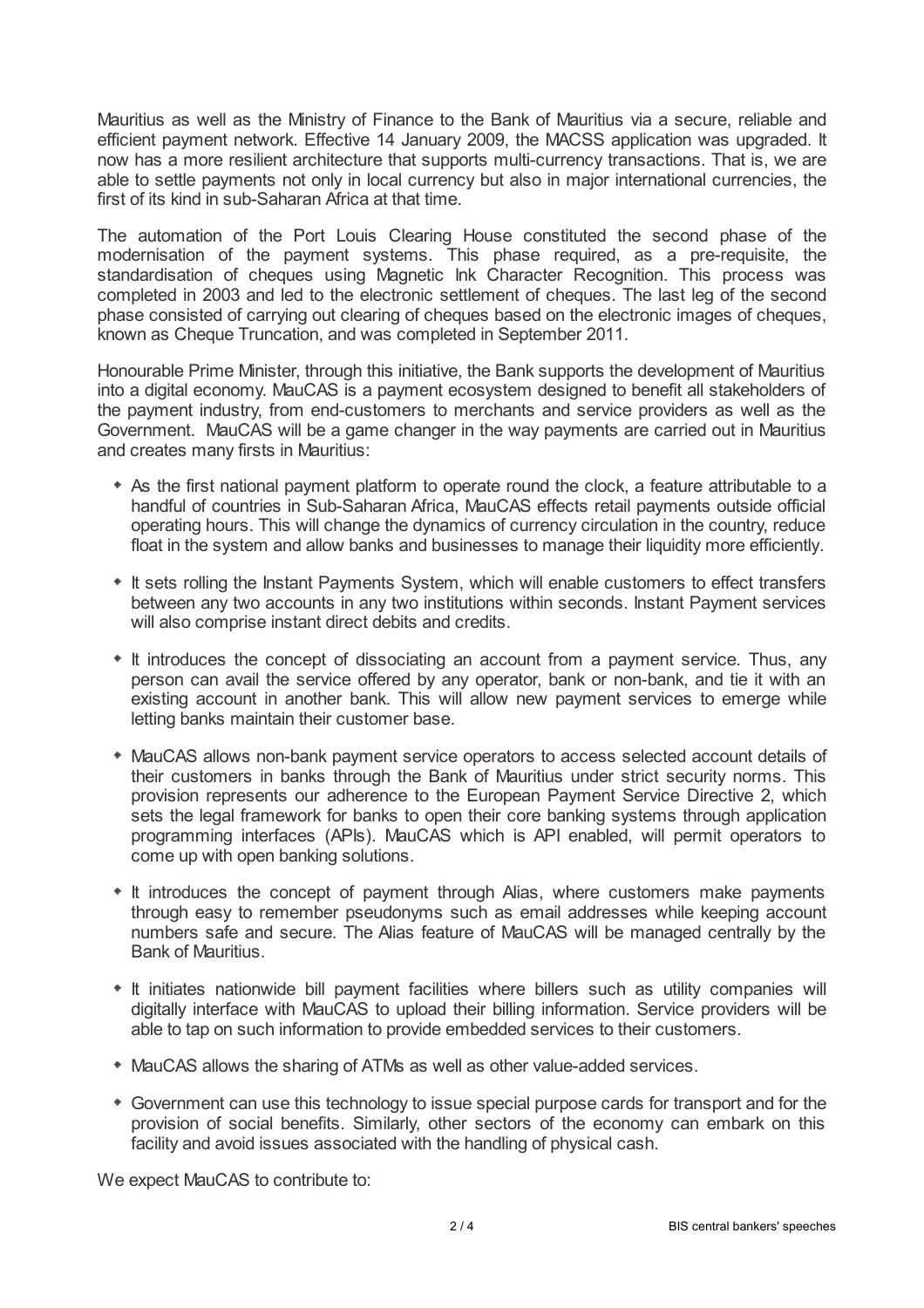Mauritius as well as the Ministry of Finance to the Bank of Mauritius via a secure, reliable and efficient payment network. Effective 14 January 2009, the MACSS application was upgraded. It now has a more resilient architecture that supports multi-currency transactions. That is, we are able to settle payments not only in local currency but also in major international currencies, the first of its kind in sub-Saharan Africa at that time.

The automation of the Port Louis Clearing House constituted the second phase of the modernisation of the payment systems. This phase required, as a pre-requisite, the standardisation of cheques using Magnetic Ink Character Recognition. This process was completed in 2003 and led to the electronic settlement of cheques. The last leg of the second phase consisted of carrying out clearing of cheques based on the electronic images of cheques, known as Cheque Truncation, and was completed in September 2011.

Honourable Prime Minister, through this initiative, the Bank supports the development of Mauritius into a digital economy. MauCAS is a payment ecosystem designed to benefit all stakeholders of the payment industry, from end-customers to merchants and service providers as well as the Government. MauCAS will be a game changer in the way payments are carried out in Mauritius and creates many firsts in Mauritius:

- As the first national payment platform to operate round the clock, a feature attributable to a handful of countries in Sub-Saharan Africa, MauCAS effects retail payments outside official operating hours. This will change the dynamics of currency circulation in the country, reduce float in the system and allow banks and businesses to manage their liquidity more efficiently.
- It sets rolling the Instant Payments System, which will enable customers to effect transfers between any two accounts in any two institutions within seconds. Instant Payment services will also comprise instant direct debits and credits.
- It introduces the concept of dissociating an account from a payment service. Thus, any person can avail the service offered by any operator, bank or non-bank, and tie it with an existing account in another bank. This will allow new payment services to emerge while letting banks maintain their customer base.
- MauCAS allows non-bank payment service operators to access selected account details of their customers in banks through the Bank of Mauritius under strict security norms. This provision represents our adherence to the European Payment Service Directive 2, which sets the legal framework for banks to open their core banking systems through application programming interfaces (APIs). MauCAS which is API enabled, will permit operators to come up with open banking solutions.
- It introduces the concept of payment through Alias, where customers make payments through easy to remember pseudonyms such as email addresses while keeping account numbers safe and secure. The Alias feature of MauCAS will be managed centrally by the Bank of Mauritius.
- It initiates nationwide bill payment facilities where billers such as utility companies will digitally interface with MauCAS to upload their billing information. Service providers will be able to tap on such information to provide embedded services to their customers.
- MauCAS allows the sharing of ATMs as well as other value-added services.
- Government can use this technology to issue special purpose cards for transport and for the provision of social benefits. Similarly, other sectors of the economy can embark on this facility and avoid issues associated with the handling of physical cash.

We expect MauCAS to contribute to: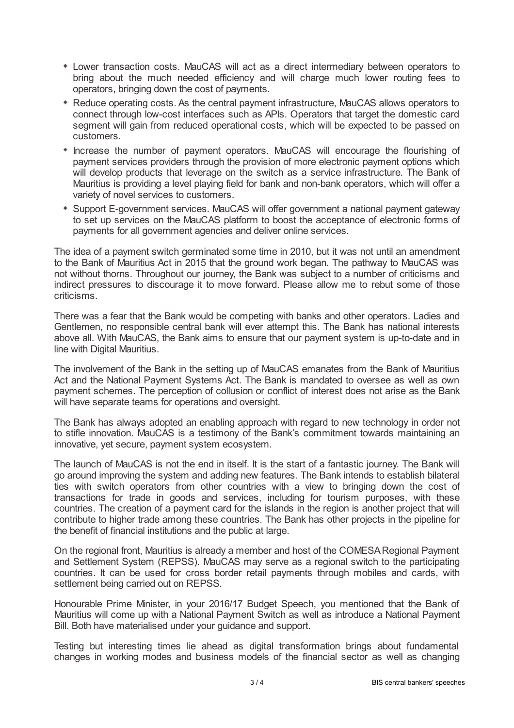- Lower transaction costs. MauCAS will act as a direct intermediary between operators to bring about the much needed efficiency and will charge much lower routing fees to operators, bringing down the cost of payments.
- Reduce operating costs. As the central payment infrastructure, MauCAS allows operators to connect through low-cost interfaces such as APIs. Operators that target the domestic card segment will gain from reduced operational costs, which will be expected to be passed on customers.
- Increase the number of payment operators. MauCAS will encourage the flourishing of payment services providers through the provision of more electronic payment options which will develop products that leverage on the switch as a service infrastructure. The Bank of Mauritius is providing a level playing field for bank and non-bank operators, which will offer a variety of novel services to customers.
- Support E-government services. MauCAS will offer government a national payment gateway to set up services on the MauCAS platform to boost the acceptance of electronic forms of payments for all government agencies and deliver online services.

The idea of a payment switch germinated some time in 2010, but it was not until an amendment to the Bank of Mauritius Act in 2015 that the ground work began. The pathway to MauCAS was not without thorns. Throughout our journey, the Bank was subject to a number of criticisms and indirect pressures to discourage it to move forward. Please allow me to rebut some of those criticisms.

There was a fear that the Bank would be competing with banks and other operators. Ladies and Gentlemen, no responsible central bank will ever attempt this. The Bank has national interests above all. With MauCAS, the Bank aims to ensure that our payment system is up-to-date and in line with Digital Mauritius.

The involvement of the Bank in the setting up of MauCAS emanates from the Bank of Mauritius Act and the National Payment Systems Act. The Bank is mandated to oversee as well as own payment schemes. The perception of collusion or conflict of interest does not arise as the Bank will have separate teams for operations and oversight.

The Bank has always adopted an enabling approach with regard to new technology in order not to stifle innovation. MauCAS is a testimony of the Bank's commitment towards maintaining an innovative, yet secure, payment system ecosystem.

The launch of MauCAS is not the end in itself. It is the start of a fantastic journey. The Bank will go around improving the system and adding new features. The Bank intends to establish bilateral ties with switch operators from other countries with a view to bringing down the cost of transactions for trade in goods and services, including for tourism purposes, with these countries. The creation of a payment card for the islands in the region is another project that will contribute to higher trade among these countries. The Bank has other projects in the pipeline for the benefit of financial institutions and the public at large.

On the regional front, Mauritius is already a member and host of the COMESA Regional Payment and Settlement System (REPSS). MauCAS may serve as a regional switch to the participating countries. It can be used for cross border retail payments through mobiles and cards, with settlement being carried out on REPSS.

Honourable Prime Minister, in your 2016/17 Budget Speech, you mentioned that the Bank of Mauritius will come up with a National Payment Switch as well as introduce a National Payment Bill. Both have materialised under your guidance and support.

Testing but interesting times lie ahead as digital transformation brings about fundamental changes in working modes and business models of the financial sector as well as changing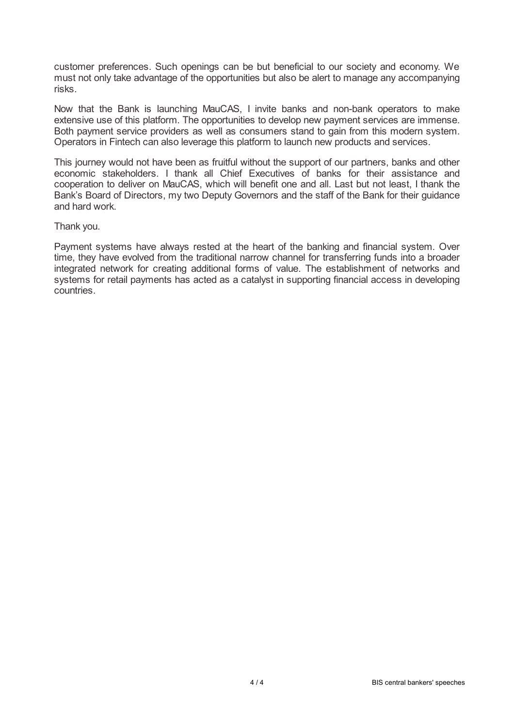customer preferences. Such openings can be but beneficial to our society and economy. We must not only take advantage of the opportunities but also be alert to manage any accompanying risks.

Now that the Bank is launching MauCAS, I invite banks and non-bank operators to make extensive use of this platform. The opportunities to develop new payment services are immense. Both payment service providers as well as consumers stand to gain from this modern system. Operators in Fintech can also leverage this platform to launch new products and services.

This journey would not have been as fruitful without the support of our partners, banks and other economic stakeholders. I thank all Chief Executives of banks for their assistance and cooperation to deliver on MauCAS, which will benefit one and all. Last but not least, I thank the Bank's Board of Directors, my two Deputy Governors and the staff of the Bank for their guidance and hard work.

Thank you.

Payment systems have always rested at the heart of the banking and financial system. Over time, they have evolved from the traditional narrow channel for transferring funds into a broader integrated network for creating additional forms of value. The establishment of networks and systems for retail payments has acted as a catalyst in supporting financial access in developing countries.